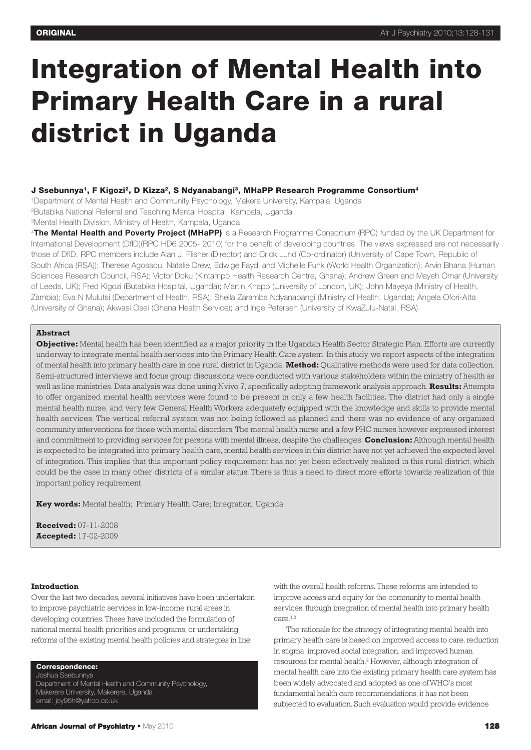ORIGINAL

# Integration of Mental Health into Primary Health Care in a rural district in Uganda

**J Ssebunnya[1], F Kigozi[2], D Kizza[2], S Ndyanabangi[3], MHaPP Research Programme Consortium[4]**

[1]Department of Mental Health and Community Psychology, Makere University, Kampala, Uganda

[2]Butabika National Referral and Teaching Mental Hospital, Kampala, Uganda

[3]Mental Health Division, Ministry of Health, Kampala, Uganda

[4]**The Mental Health and Poverty Project (MHaPP)** is a Research Programme Consortium (RPC) funded by the UK Department for International Development (DfID)(RPC HD6 2005- 2010) for the benefit of developing countries. The views expressed are not necessarily those of DfID. RPC members include Alan J. Flisher (Director) and Crick Lund (Co-ordinator) (University of Cape Town, Republic of South Africa (RSA)); Therese Agossou, Natalie Drew, Edwige Faydi and Michelle Funk (World Health Organization); Arvin Bhana (Human Sciences Research Council, RSA); Victor Doku (Kintampo Health Research Centre, Ghana); Andrew Green and Mayeh Omar (University of Leeds, UK); Fred Kigozi (Butabika Hospital, Uganda); Martin Knapp (University of London, UK); John Mayeya (Ministry of Health, Zambia); Eva N Mulutsi (Department of Health, RSA); Sheila Zaramba Ndyanabangi (Ministry of Health, Uganda); Angela Ofori-Atta (University of Ghana); Akwasi Osei (Ghana Health Service); and Inge Petersen (University of KwaZulu-Natal, RSA).

### Abstract

**Objective:** Mental health has been identified as a major priority in the Ugandan Health Sector Strategic Plan. Efforts are currently underway to integrate mental health services into the Primary Health Care system. In this study, we report aspects of the integration of mental health into primary health care in one rural district in Uganda. **Method:** Qualitative methods were used for data collection. Semi-structured interviews and focus group discussions were conducted with various stakeholders within the ministry of health as well as line ministries. Data analysis was done using Nvivo 7, specifically adopting framework analysis approach. **Results:** Attempts to offer organized mental health services were found to be present in only a few health facilities. The district had only a single mental health nurse, and very few General Health Workers adequately equipped with the knowledge and skills to provide mental health services. The vertical referral system was not being followed as planned and there was no evidence of any organized community interventions for those with mental disorders. The mental health nurse and a few PHC nurses however expressed interest and commitment to providing services for persons with mental illness, despite the challenges. **Conclusion:** Although mental health is expected to be integrated into primary health care, mental health services in this district have not yet achieved the expected level of integration. This implies that this important policy requirement has not yet been effectively realized in this rural district, which could be the case in many other districts of a similar status. There is thus a need to direct more efforts towards realization of this important policy requirement.

**Key words:** Mental health; Primary Health Care; Integration; Uganda

**Received:** 07-11-2008
**Accepted:** 17-02-2009

### Introduction

Over the last two decades, several initiatives have been undertaken to improve psychiatric services in low-income rural areas in developing countries. These have included the formulation of national mental health priorities and programs, or undertaking reforms of the existing mental health policies and strategies in line with the overall health reforms. These reforms are intended to improve access and equity for the community to mental health services, through integration of mental health into primary health care.[1,2]

The rationale for the strategy of integrating mental health into primary health care is based on improved access to care, reduction in stigma, improved social integration, and improved human resources for mental health.[3] However, although integration of mental health care into the existing primary health care system has been widely advocated and adopted as one of WHO's most fundamental health care recommendations, it has not been subjected to evaluation. Such evaluation would provide evidence

**Correspondence:**
Joshua Ssebunnya
Department of Mental Health and Community Psychology,
Makerere University, Makerere, Uganda
email: joy95h@yahoo.co.uk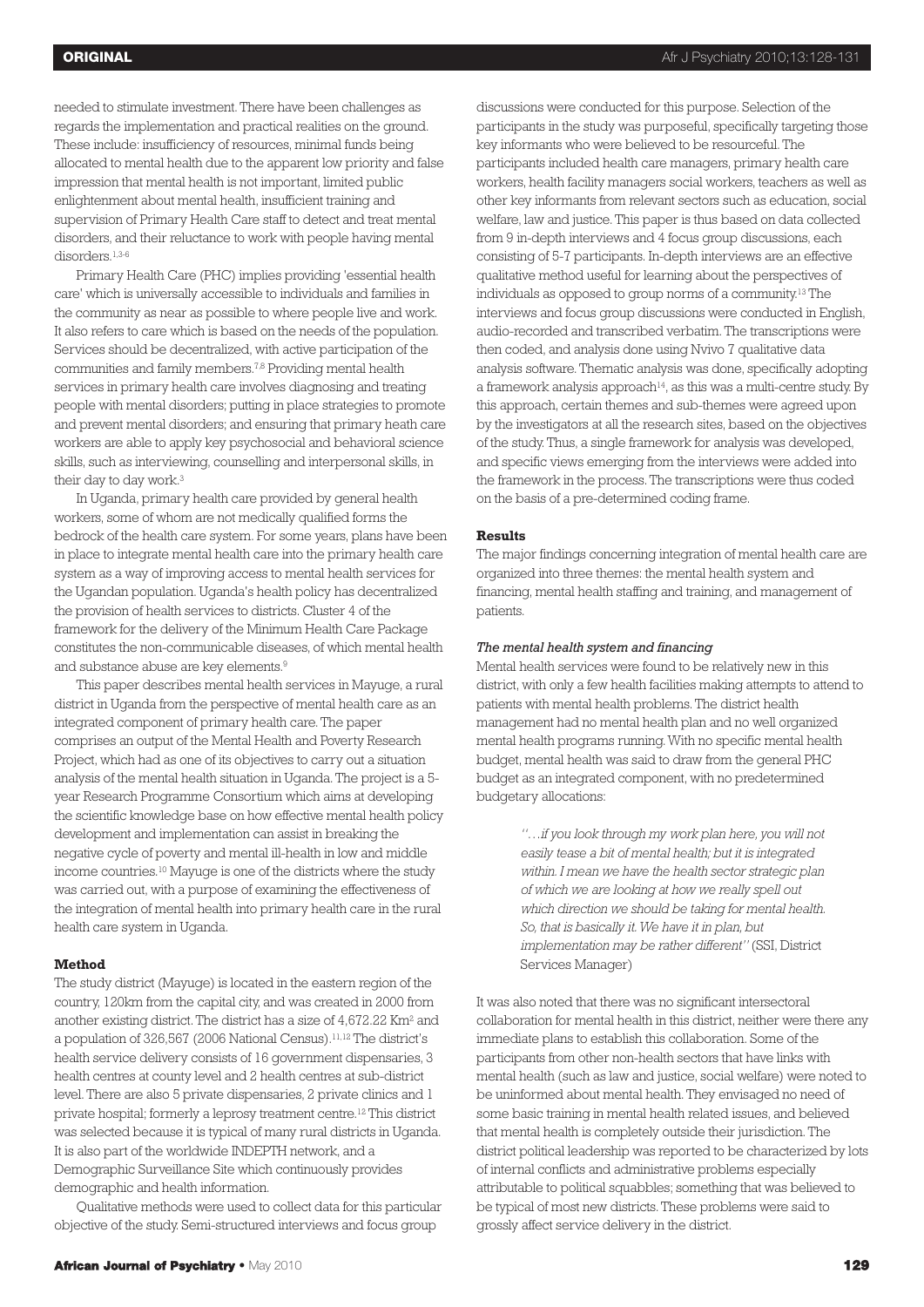needed to stimulate investment. There have been challenges as regards the implementation and practical realities on the ground. These include: insufficiency of resources, minimal funds being allocated to mental health due to the apparent low priority and false impression that mental health is not important, limited public enlightenment about mental health, insufficient training and supervision of Primary Health Care staff to detect and treat mental disorders, and their reluctance to work with people having mental disorders.[1,3-6]

Primary Health Care (PHC) implies providing 'essential health care' which is universally accessible to individuals and families in the community as near as possible to where people live and work. It also refers to care which is based on the needs of the population. Services should be decentralized, with active participation of the communities and family members.[7,8] Providing mental health services in primary health care involves diagnosing and treating people with mental disorders; putting in place strategies to promote and prevent mental disorders; and ensuring that primary heath care workers are able to apply key psychosocial and behavioral science skills, such as interviewing, counselling and interpersonal skills, in their day to day work.[3]

In Uganda, primary health care provided by general health workers, some of whom are not medically qualified forms the bedrock of the health care system. For some years, plans have been in place to integrate mental health care into the primary health care system as a way of improving access to mental health services for the Ugandan population. Uganda's health policy has decentralized the provision of health services to districts. Cluster 4 of the framework for the delivery of the Minimum Health Care Package constitutes the non-communicable diseases, of which mental health and substance abuse are key elements.[9]

This paper describes mental health services in Mayuge, a rural district in Uganda from the perspective of mental health care as an integrated component of primary health care. The paper comprises an output of the Mental Health and Poverty Research Project, which had as one of its objectives to carry out a situation analysis of the mental health situation in Uganda. The project is a 5-year Research Programme Consortium which aims at developing the scientific knowledge base on how effective mental health policy development and implementation can assist in breaking the negative cycle of poverty and mental ill-health in low and middle income countries.[10] Mayuge is one of the districts where the study was carried out, with a purpose of examining the effectiveness of the integration of mental health into primary health care in the rural health care system in Uganda.

## Method

The study district (Mayuge) is located in the eastern region of the country, 120km from the capital city, and was created in 2000 from another existing district. The district has a size of 4,672.22 Km$^2$ and a population of 326,567 (2006 National Census).[11,12] The district's health service delivery consists of 16 government dispensaries, 3 health centres at county level and 2 health centres at sub-district level. There are also 5 private dispensaries, 2 private clinics and 1 private hospital; formerly a leprosy treatment centre.[12] This district was selected because it is typical of many rural districts in Uganda. It is also part of the worldwide INDEPTH network, and a Demographic Surveillance Site which continuously provides demographic and health information.

Qualitative methods were used to collect data for this particular objective of the study. Semi-structured interviews and focus group discussions were conducted for this purpose. Selection of the participants in the study was purposeful, specifically targeting those key informants who were believed to be resourceful. The participants included health care managers, primary health care workers, health facility managers social workers, teachers as well as other key informants from relevant sectors such as education, social welfare, law and justice. This paper is thus based on data collected from 9 in-depth interviews and 4 focus group discussions, each consisting of 5-7 participants. In-depth interviews are an effective qualitative method useful for learning about the perspectives of individuals as opposed to group norms of a community.[13] The interviews and focus group discussions were conducted in English, audio-recorded and transcribed verbatim. The transcriptions were then coded, and analysis done using Nvivo 7 qualitative data analysis software. Thematic analysis was done, specifically adopting a framework analysis approach[14], as this was a multi-centre study. By this approach, certain themes and sub-themes were agreed upon by the investigators at all the research sites, based on the objectives of the study. Thus, a single framework for analysis was developed, and specific views emerging from the interviews were added into the framework in the process. The transcriptions were thus coded on the basis of a pre-determined coding frame.

## Results

The major findings concerning integration of mental health care are organized into three themes: the mental health system and financing, mental health staffing and training, and management of patients.

### *The mental health system and financing*

Mental health services were found to be relatively new in this district, with only a few health facilities making attempts to attend to patients with mental health problems. The district health management had no mental health plan and no well organized mental health programs running. With no specific mental health budget, mental health was said to draw from the general PHC budget as an integrated component, with no predetermined budgetary allocations:

> *"…if you look through my work plan here, you will not easily tease a bit of mental health; but it is integrated within. I mean we have the health sector strategic plan of which we are looking at how we really spell out which direction we should be taking for mental health. So, that is basically it. We have it in plan, but implementation may be rather different"* (SSI, District Services Manager)

It was also noted that there was no significant intersectoral collaboration for mental health in this district, neither were there any immediate plans to establish this collaboration. Some of the participants from other non-health sectors that have links with mental health (such as law and justice, social welfare) were noted to be uninformed about mental health. They envisaged no need of some basic training in mental health related issues, and believed that mental health is completely outside their jurisdiction. The district political leadership was reported to be characterized by lots of internal conflicts and administrative problems especially attributable to political squabbles; something that was believed to be typical of most new districts. These problems were said to grossly affect service delivery in the district.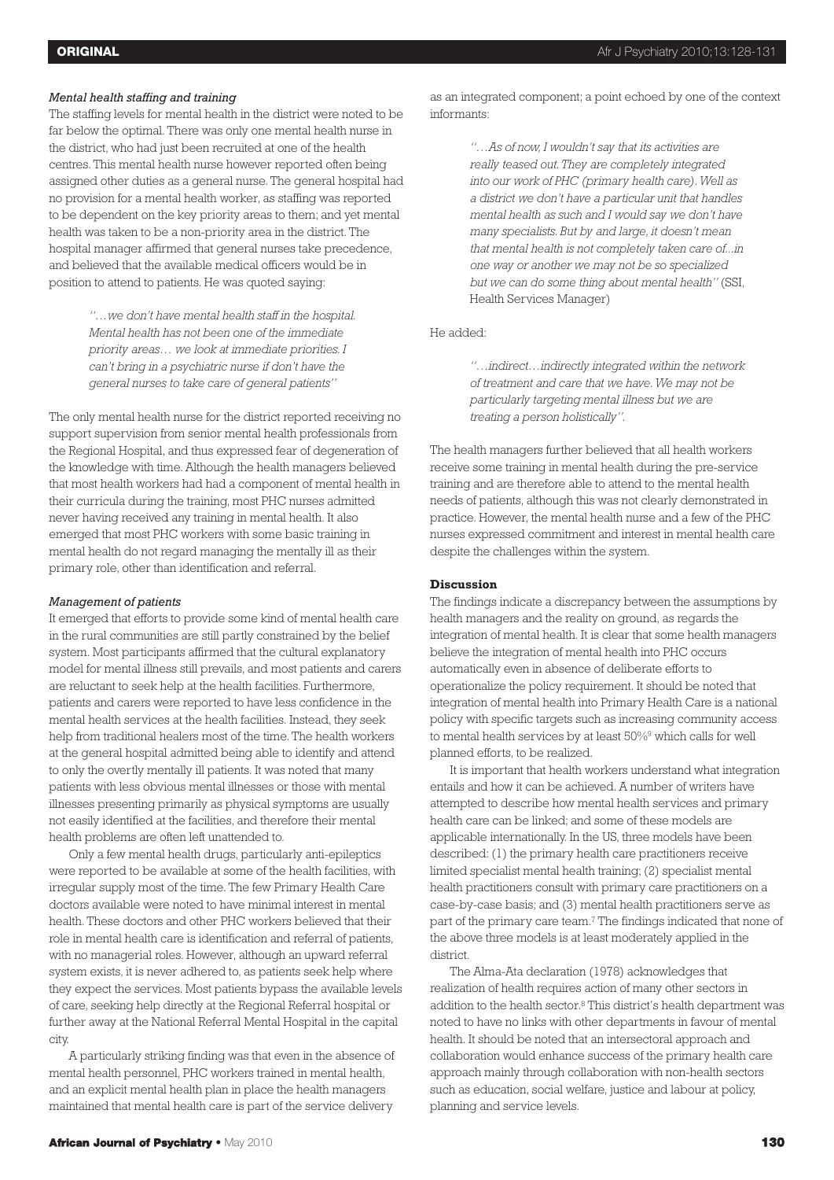### *Mental health staffing and training*

The staffing levels for mental health in the district were noted to be far below the optimal. There was only one mental health nurse in the district, who had just been recruited at one of the health centres. This mental health nurse however reported often being assigned other duties as a general nurse. The general hospital had no provision for a mental health worker, as staffing was reported to be dependent on the key priority areas to them; and yet mental health was taken to be a non-priority area in the district. The hospital manager affirmed that general nurses take precedence, and believed that the available medical officers would be in position to attend to patients. He was quoted saying:

> *''…we don't have mental health staff in the hospital. Mental health has not been one of the immediate priority areas… we look at immediate priorities. I can't bring in a psychiatric nurse if don't have the general nurses to take care of general patients''*

The only mental health nurse for the district reported receiving no support supervision from senior mental health professionals from the Regional Hospital, and thus expressed fear of degeneration of the knowledge with time. Although the health managers believed that most health workers had had a component of mental health in their curricula during the training, most PHC nurses admitted never having received any training in mental health. It also emerged that most PHC workers with some basic training in mental health do not regard managing the mentally ill as their primary role, other than identification and referral.

### *Management of patients*

It emerged that efforts to provide some kind of mental health care in the rural communities are still partly constrained by the belief system. Most participants affirmed that the cultural explanatory model for mental illness still prevails, and most patients and carers are reluctant to seek help at the health facilities. Furthermore, patients and carers were reported to have less confidence in the mental health services at the health facilities. Instead, they seek help from traditional healers most of the time. The health workers at the general hospital admitted being able to identify and attend to only the overtly mentally ill patients. It was noted that many patients with less obvious mental illnesses or those with mental illnesses presenting primarily as physical symptoms are usually not easily identified at the facilities, and therefore their mental health problems are often left unattended to.

Only a few mental health drugs, particularly anti-epileptics were reported to be available at some of the health facilities, with irregular supply most of the time. The few Primary Health Care doctors available were noted to have minimal interest in mental health. These doctors and other PHC workers believed that their role in mental health care is identification and referral of patients, with no managerial roles. However, although an upward referral system exists, it is never adhered to, as patients seek help where they expect the services. Most patients bypass the available levels of care, seeking help directly at the Regional Referral hospital or further away at the National Referral Mental Hospital in the capital city.

A particularly striking finding was that even in the absence of mental health personnel, PHC workers trained in mental health, and an explicit mental health plan in place the health managers maintained that mental health care is part of the service delivery as an integrated component; a point echoed by one of the context informants:

> *''…As of now, I wouldn't say that its activities are really teased out. They are completely integrated into our work of PHC (primary health care). Well as a district we don't have a particular unit that handles mental health as such and I would say we don't have many specialists. But by and large, it doesn't mean that mental health is not completely taken care of...in one way or another we may not be so specialized but we can do some thing about mental health''* (SSI, Health Services Manager)

He added:

> *''…indirect…indirectly integrated within the network of treatment and care that we have. We may not be particularly targeting mental illness but we are treating a person holistically''.*

The health managers further believed that all health workers receive some training in mental health during the pre-service training and are therefore able to attend to the mental health needs of patients, although this was not clearly demonstrated in practice. However, the mental health nurse and a few of the PHC nurses expressed commitment and interest in mental health care despite the challenges within the system.

## **Discussion**

The findings indicate a discrepancy between the assumptions by health managers and the reality on ground, as regards the integration of mental health. It is clear that some health managers believe the integration of mental health into PHC occurs automatically even in absence of deliberate efforts to operationalize the policy requirement. It should be noted that integration of mental health into Primary Health Care is a national policy with specific targets such as increasing community access to mental health services by at least 50%[9] which calls for well planned efforts, to be realized.

It is important that health workers understand what integration entails and how it can be achieved. A number of writers have attempted to describe how mental health services and primary health care can be linked; and some of these models are applicable internationally. In the US, three models have been described: (1) the primary health care practitioners receive limited specialist mental health training; (2) specialist mental health practitioners consult with primary care practitioners on a case-by-case basis; and (3) mental health practitioners serve as part of the primary care team.[7] The findings indicated that none of the above three models is at least moderately applied in the district.

The Alma-Ata declaration (1978) acknowledges that realization of health requires action of many other sectors in addition to the health sector.[8] This district's health department was noted to have no links with other departments in favour of mental health. It should be noted that an intersectoral approach and collaboration would enhance success of the primary health care approach mainly through collaboration with non-health sectors such as education, social welfare, justice and labour at policy, planning and service levels.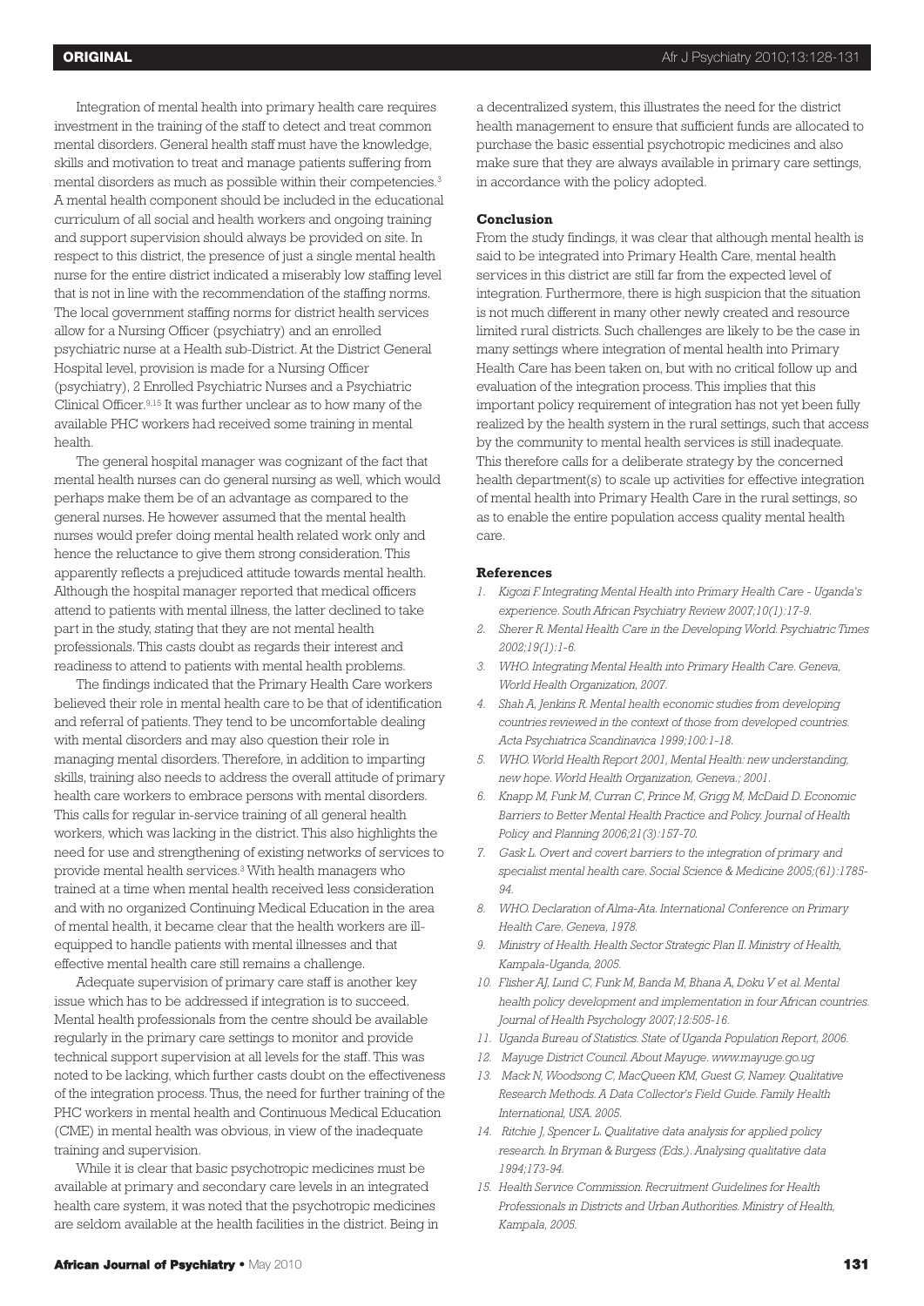Integration of mental health into primary health care requires investment in the training of the staff to detect and treat common mental disorders. General health staff must have the knowledge, skills and motivation to treat and manage patients suffering from mental disorders as much as possible within their competencies.[3] A mental health component should be included in the educational curriculum of all social and health workers and ongoing training and support supervision should always be provided on site. In respect to this district, the presence of just a single mental health nurse for the entire district indicated a miserably low staffing level that is not in line with the recommendation of the staffing norms. The local government staffing norms for district health services allow for a Nursing Officer (psychiatry) and an enrolled psychiatric nurse at a Health sub-District. At the District General Hospital level, provision is made for a Nursing Officer (psychiatry), 2 Enrolled Psychiatric Nurses and a Psychiatric Clinical Officer.[9,15] It was further unclear as to how many of the available PHC workers had received some training in mental health.

The general hospital manager was cognizant of the fact that mental health nurses can do general nursing as well, which would perhaps make them be of an advantage as compared to the general nurses. He however assumed that the mental health nurses would prefer doing mental health related work only and hence the reluctance to give them strong consideration. This apparently reflects a prejudiced attitude towards mental health. Although the hospital manager reported that medical officers attend to patients with mental illness, the latter declined to take part in the study, stating that they are not mental health professionals. This casts doubt as regards their interest and readiness to attend to patients with mental health problems.

The findings indicated that the Primary Health Care workers believed their role in mental health care to be that of identification and referral of patients. They tend to be uncomfortable dealing with mental disorders and may also question their role in managing mental disorders. Therefore, in addition to imparting skills, training also needs to address the overall attitude of primary health care workers to embrace persons with mental disorders. This calls for regular in-service training of all general health workers, which was lacking in the district. This also highlights the need for use and strengthening of existing networks of services to provide mental health services.[3] With health managers who trained at a time when mental health received less consideration and with no organized Continuing Medical Education in the area of mental health, it became clear that the health workers are ill-equipped to handle patients with mental illnesses and that effective mental health care still remains a challenge.

Adequate supervision of primary care staff is another key issue which has to be addressed if integration is to succeed. Mental health professionals from the centre should be available regularly in the primary care settings to monitor and provide technical support supervision at all levels for the staff. This was noted to be lacking, which further casts doubt on the effectiveness of the integration process. Thus, the need for further training of the PHC workers in mental health and Continuous Medical Education (CME) in mental health was obvious, in view of the inadequate training and supervision.

While it is clear that basic psychotropic medicines must be available at primary and secondary care levels in an integrated health care system, it was noted that the psychotropic medicines are seldom available at the health facilities in the district. Being in a decentralized system, this illustrates the need for the district health management to ensure that sufficient funds are allocated to purchase the basic essential psychotropic medicines and also make sure that they are always available in primary care settings, in accordance with the policy adopted.

#### Conclusion

From the study findings, it was clear that although mental health is said to be integrated into Primary Health Care, mental health services in this district are still far from the expected level of integration. Furthermore, there is high suspicion that the situation is not much different in many other newly created and resource limited rural districts. Such challenges are likely to be the case in many settings where integration of mental health into Primary Health Care has been taken on, but with no critical follow up and evaluation of the integration process. This implies that this important policy requirement of integration has not yet been fully realized by the health system in the rural settings, such that access by the community to mental health services is still inadequate. This therefore calls for a deliberate strategy by the concerned health department(s) to scale up activities for effective integration of mental health into Primary Health Care in the rural settings, so as to enable the entire population access quality mental health care.

#### References

1. *Kigozi F. Integrating Mental Health into Primary Health Care - Uganda's experience. South African Psychiatry Review 2007;10(1):17-9.*
2. *Sherer R. Mental Health Care in the Developing World. Psychiatric Times 2002;19(1):1-6.*
3. *WHO. Integrating Mental Health into Primary Health Care. Geneva, World Health Organization, 2007.*
4. *Shah A, Jenkins R. Mental health economic studies from developing countries reviewed in the context of those from developed countries. Acta Psychiatrica Scandinavica 1999;100:1-18.*
5. *WHO. World Health Report 2001, Mental Health: new understanding, new hope. World Health Organization, Geneva.; 2001.*
6. *Knapp M, Funk M, Curran C, Prince M, Grigg M, McDaid D. Economic Barriers to Better Mental Health Practice and Policy. Journal of Health Policy and Planning 2006;21(3):157-70.*
7. *Gask L. Overt and covert barriers to the integration of primary and specialist mental health care. Social Science & Medicine 2005;(61):1785-94.*
8. *WHO. Declaration of Alma-Ata. International Conference on Primary Health Care. Geneva, 1978.*
9. *Ministry of Health. Health Sector Strategic Plan II. Ministry of Health, Kampala-Uganda, 2005.*
10. *Flisher AJ, Lund C, Funk M, Banda M, Bhana A, Doku V et al. Mental health policy development and implementation in four African countries. Journal of Health Psychology 2007;12:505-16.*
11. *Uganda Bureau of Statistics. State of Uganda Population Report, 2006.*
12. *Mayuge District Council. About Mayuge. www.mayuge.go.ug*
13. *Mack N, Woodsong C, MacQueen KM, Guest G, Namey. Qualitative Research Methods. A Data Collector's Field Guide. Family Health International, USA. 2005.*
14. *Ritchie J, Spencer L. Qualitative data analysis for applied policy research. In Bryman & Burgess (Eds.). Analysing qualitative data 1994;173-94.*
15. *Health Service Commission. Recruitment Guidelines for Health Professionals in Districts and Urban Authorities. Ministry of Health, Kampala, 2005.*